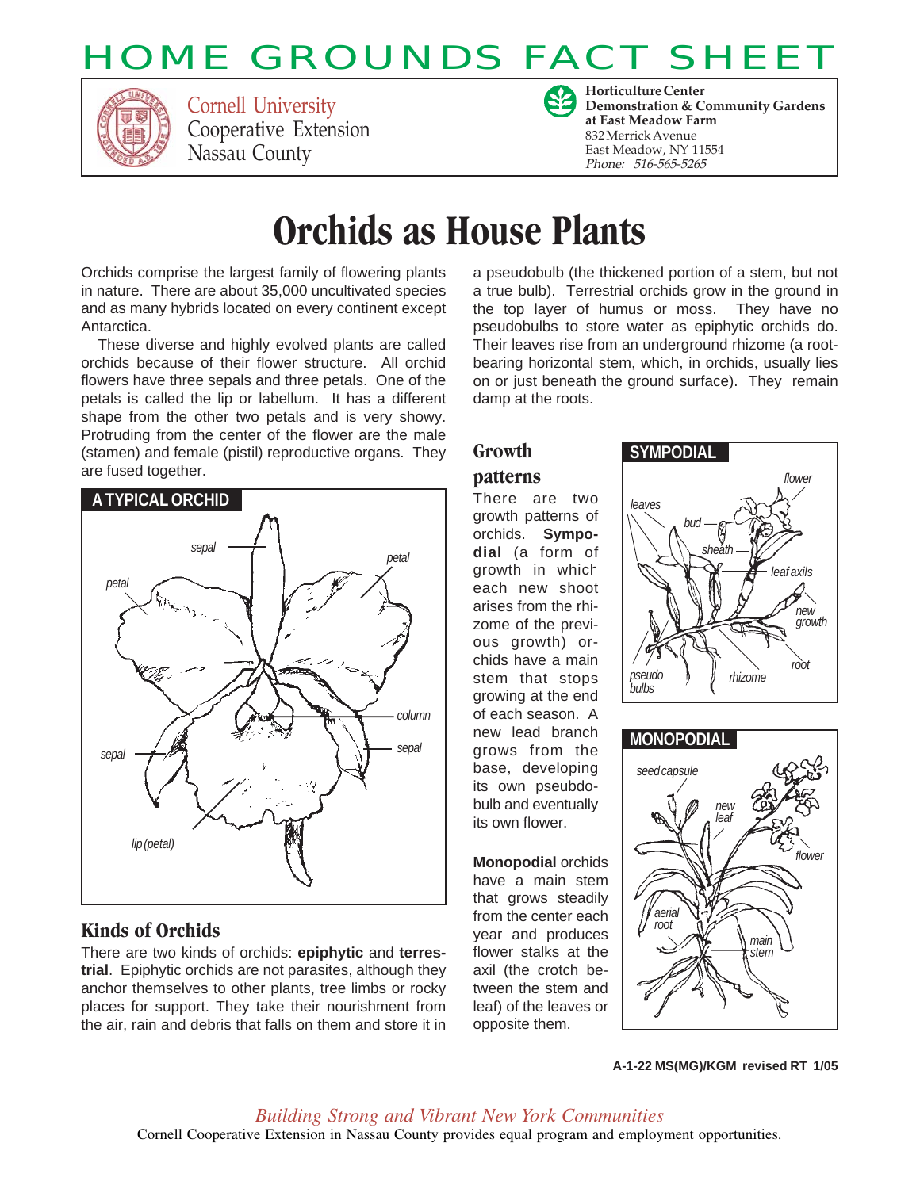# HOME GROUNDS FACT SHEET

Cornell University
Cooperative Extension
Nassau County

**Horticulture Center**
**Demonstration & Community Gardens at East Meadow Farm**
832 Merrick Avenue
East Meadow, NY 11554
*Phone: 516-565-5265*

# Orchids as House Plants

Orchids comprise the largest family of flowering plants in nature. There are about 35,000 uncultivated species and as many hybrids located on every continent except Antarctica.

These diverse and highly evolved plants are called orchids because of their flower structure. All orchid flowers have three sepals and three petals. One of the petals is called the lip or labellum. It has a different shape from the other two petals and is very showy. Protruding from the center of the flower are the male (stamen) and female (pistil) reproductive organs. They are fused together.

**A TYPICAL ORCHID**

sepal, petal, petal, column, sepal, sepal, lip (petal)

## Kinds of Orchids

There are two kinds of orchids: **epiphytic** and **terrestrial**. Epiphytic orchids are not parasites, although they anchor themselves to other plants, tree limbs or rocky places for support. They take their nourishment from the air, rain and debris that falls on them and store it in a pseudobulb (the thickened portion of a stem, but not a true bulb). Terrestrial orchids grow in the ground in the top layer of humus or moss. They have no pseudobulbs to store water as epiphytic orchids do. Their leaves rise from an underground rhizome (a root-bearing horizontal stem, which, in orchids, usually lies on or just beneath the ground surface). They remain damp at the roots.

## Growth patterns

There are two growth patterns of orchids. **Sympodial** (a form of growth in which each new shoot arises from the rhizome of the previous growth) orchids have a main stem that stops growing at the end of each season. A new lead branch grows from the base, developing its own pseudobulb and eventually its own flower.

**Monopodial** orchids have a main stem that grows steadily from the center each year and produces flower stalks at the axil (the crotch between the stem and leaf) of the leaves or opposite them.

**SYMPODIAL**

flower, leaves, bud, sheath, leaf axils, new growth, root, rhizome, pseudo bulbs

**MONOPODIAL**

seed capsule, new leaf, flower, aerial root, main stem

A-1-22 MS(MG)/KGM revised RT 1/05

*Building Strong and Vibrant New York Communities*

Cornell Cooperative Extension in Nassau County provides equal program and employment opportunities.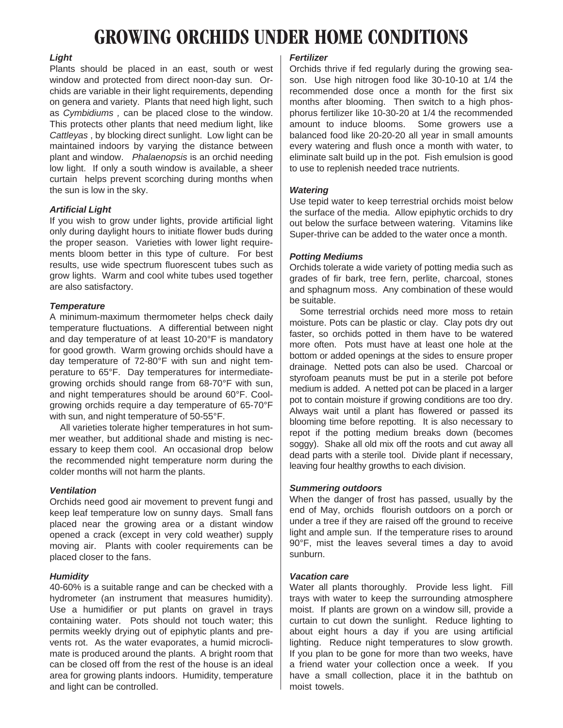# GROWING ORCHIDS UNDER HOME CONDITIONS

***Light***

Plants should be placed in an east, south or west window and protected from direct noon-day sun. Orchids are variable in their light requirements, depending on genera and variety. Plants that need high light, such as *Cymbidiums* , can be placed close to the window. This protects other plants that need medium light, like *Cattleyas* , by blocking direct sunlight. Low light can be maintained indoors by varying the distance between plant and window. *Phalaenopsis* is an orchid needing low light. If only a south window is available, a sheer curtain helps prevent scorching during months when the sun is low in the sky.

***Artificial Light***

If you wish to grow under lights, provide artificial light only during daylight hours to initiate flower buds during the proper season. Varieties with lower light requirements bloom better in this type of culture. For best results, use wide spectrum fluorescent tubes such as grow lights. Warm and cool white tubes used together are also satisfactory.

***Temperature***

A minimum-maximum thermometer helps check daily temperature fluctuations. A differential between night and day temperature of at least 10-20°F is mandatory for good growth. Warm growing orchids should have a day temperature of 72-80°F with sun and night temperature to 65°F. Day temperatures for intermediate-growing orchids should range from 68-70°F with sun, and night temperatures should be around 60°F. Cool-growing orchids require a day temperature of 65-70°F with sun, and night temperature of 50-55°F.

All varieties tolerate higher temperatures in hot summer weather, but additional shade and misting is necessary to keep them cool. An occasional drop below the recommended night temperature norm during the colder months will not harm the plants.

***Ventilation***

Orchids need good air movement to prevent fungi and keep leaf temperature low on sunny days. Small fans placed near the growing area or a distant window opened a crack (except in very cold weather) supply moving air. Plants with cooler requirements can be placed closer to the fans.

***Humidity***

40-60% is a suitable range and can be checked with a hydrometer (an instrument that measures humidity). Use a humidifier or put plants on gravel in trays containing water. Pots should not touch water; this permits weekly drying out of epiphytic plants and prevents rot. As the water evaporates, a humid microclimate is produced around the plants. A bright room that can be closed off from the rest of the house is an ideal area for growing plants indoors. Humidity, temperature and light can be controlled.

***Fertilizer***

Orchids thrive if fed regularly during the growing season. Use high nitrogen food like 30-10-10 at 1/4 the recommended dose once a month for the first six months after blooming. Then switch to a high phosphorus fertilizer like 10-30-20 at 1/4 the recommended amount to induce blooms. Some growers use a balanced food like 20-20-20 all year in small amounts every watering and flush once a month with water, to eliminate salt build up in the pot. Fish emulsion is good to use to replenish needed trace nutrients.

***Watering***

Use tepid water to keep terrestrial orchids moist below the surface of the media. Allow epiphytic orchids to dry out below the surface between watering. Vitamins like Super-thrive can be added to the water once a month.

***Potting Mediums***

Orchids tolerate a wide variety of potting media such as grades of fir bark, tree fern, perlite, charcoal, stones and sphagnum moss. Any combination of these would be suitable.

Some terrestrial orchids need more moss to retain moisture. Pots can be plastic or clay. Clay pots dry out faster, so orchids potted in them have to be watered more often. Pots must have at least one hole at the bottom or added openings at the sides to ensure proper drainage. Netted pots can also be used. Charcoal or styrofoam peanuts must be put in a sterile pot before medium is added. A netted pot can be placed in a larger pot to contain moisture if growing conditions are too dry. Always wait until a plant has flowered or passed its blooming time before repotting. It is also necessary to repot if the potting medium breaks down (becomes soggy). Shake all old mix off the roots and cut away all dead parts with a sterile tool. Divide plant if necessary, leaving four healthy growths to each division.

***Summering outdoors***

When the danger of frost has passed, usually by the end of May, orchids flourish outdoors on a porch or under a tree if they are raised off the ground to receive light and ample sun. If the temperature rises to around 90°F, mist the leaves several times a day to avoid sunburn.

***Vacation care***

Water all plants thoroughly. Provide less light. Fill trays with water to keep the surrounding atmosphere moist. If plants are grown on a window sill, provide a curtain to cut down the sunlight. Reduce lighting to about eight hours a day if you are using artificial lighting. Reduce night temperatures to slow growth. If you plan to be gone for more than two weeks, have a friend water your collection once a week. If you have a small collection, place it in the bathtub on moist towels.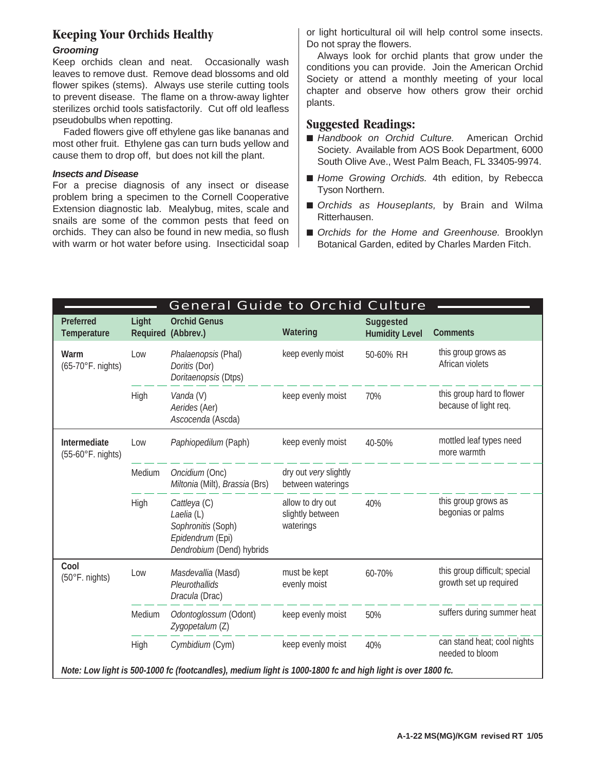## Keeping Your Orchids Healthy

### *Grooming*

Keep orchids clean and neat. Occasionally wash leaves to remove dust. Remove dead blossoms and old flower spikes (stems). Always use sterile cutting tools to prevent disease. The flame on a throw-away lighter sterilizes orchid tools satisfactorily. Cut off old leafless pseudobulbs when repotting.

Faded flowers give off ethylene gas like bananas and most other fruit. Ethylene gas can turn buds yellow and cause them to drop off, but does not kill the plant.

### *Insects and Disease*

For a precise diagnosis of any insect or disease problem bring a specimen to the Cornell Cooperative Extension diagnostic lab. Mealybug, mites, scale and snails are some of the common pests that feed on orchids. They can also be found in new media, so flush with warm or hot water before using. Insecticidal soap or light horticultural oil will help control some insects. Do not spray the flowers.

Always look for orchid plants that grow under the conditions you can provide. Join the American Orchid Society or attend a monthly meeting of your local chapter and observe how others grow their orchid plants.

## Suggested Readings:

- *Handbook on Orchid Culture.* American Orchid Society. Available from AOS Book Department, 6000 South Olive Ave., West Palm Beach, FL 33405-9974.
- *Home Growing Orchids.* 4th edition, by Rebecca Tyson Northern.
- *Orchids as Houseplants,* by Brain and Wilma Ritterhausen.
- *Orchids for the Home and Greenhouse.* Brooklyn Botanical Garden, edited by Charles Marden Fitch.

## General Guide to Orchid Culture

| Preferred Temperature | Light Required | Orchid Genus (Abbrev.) | Watering | Suggested Humidity Level | Comments |
|---|---|---|---|---|---|
| Warm (65-70°F. nights) | Low | *Phalaenopsis* (Phal)<br>*Doritis* (Dor)<br>*Doritaenopsis* (Dtps) | keep evenly moist | 50-60% RH | this group grows as African violets |
| | High | *Vanda* (V)<br>*Aerides* (Aer)<br>*Ascocenda* (Ascda) | keep evenly moist | 70% | this group hard to flower because of light req. |
| Intermediate (55-60°F. nights) | Low | *Paphiopedilum* (Paph) | keep evenly moist | 40-50% | mottled leaf types need more warmth |
| | Medium | *Oncidium* (Onc)<br>*Miltonia* (Milt), *Brassia* (Brs) | dry out *very* slightly between waterings | | |
| | High | *Cattleya* (C)<br>*Laelia* (L)<br>*Sophronitis* (Soph)<br>*Epidendrum* (Epi)<br>*Dendrobium* (Dend) hybrids | allow to dry out slightly between waterings | 40% | this group grows as begonias or palms |
| Cool (50°F. nights) | Low | *Masdevallia* (Masd)<br>*Pleurothallids*<br>*Dracula* (Drac) | must be kept evenly moist | 60-70% | this group difficult; special growth set up required |
| | Medium | *Odontoglossum* (Odont)<br>*Zygopetalum* (Z) | keep evenly moist | 50% | suffers during summer heat |
| | High | *Cymbidium* (Cym) | keep evenly moist | 40% | can stand heat; cool nights needed to bloom |

***Note: Low light is 500-1000 fc (footcandles), medium light is 1000-1800 fc and high light is over 1800 fc.***

**A-1-22 MS(MG)/KGM revised RT 1/05**